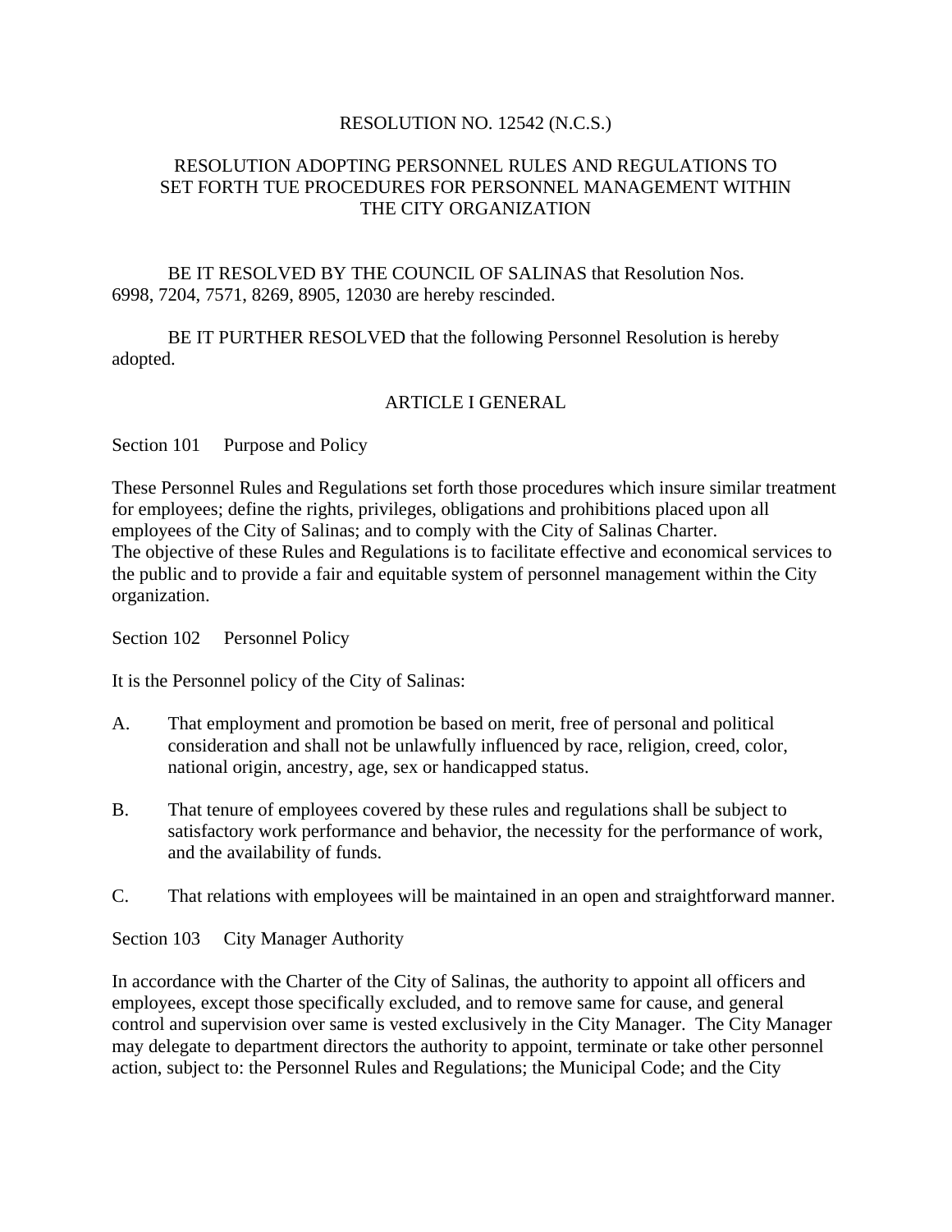RESOLUTION NO. 12542 (N.C.S.)

RESOLUTION ADOPTING PERSONNEL RULES AND REGULATIONS TO SET FORTH TUE PROCEDURES FOR PERSONNEL MANAGEMENT WITHIN THE CITY ORGANIZATION

BE IT RESOLVED BY THE COUNCIL OF SALINAS that Resolution Nos. 6998, 7204, 7571, 8269, 8905, 12030 are hereby rescinded.

BE IT PURTHER RESOLVED that the following Personnel Resolution is hereby adopted.

## ARTICLE I GENERAL

### Section 101 Purpose and Policy

These Personnel Rules and Regulations set forth those procedures which insure similar treatment for employees; define the rights, privileges, obligations and prohibitions placed upon all employees of the City of Salinas; and to comply with the City of Salinas Charter.
The objective of these Rules and Regulations is to facilitate effective and economical services to the public and to provide a fair and equitable system of personnel management within the City organization.

### Section 102 Personnel Policy

It is the Personnel policy of the City of Salinas:

A. That employment and promotion be based on merit, free of personal and political consideration and shall not be unlawfully influenced by race, religion, creed, color, national origin, ancestry, age, sex or handicapped status.

B. That tenure of employees covered by these rules and regulations shall be subject to satisfactory work performance and behavior, the necessity for the performance of work, and the availability of funds.

C. That relations with employees will be maintained in an open and straightforward manner.

### Section 103 City Manager Authority

In accordance with the Charter of the City of Salinas, the authority to appoint all officers and employees, except those specifically excluded, and to remove same for cause, and general control and supervision over same is vested exclusively in the City Manager. The City Manager may delegate to department directors the authority to appoint, terminate or take other personnel action, subject to: the Personnel Rules and Regulations; the Municipal Code; and the City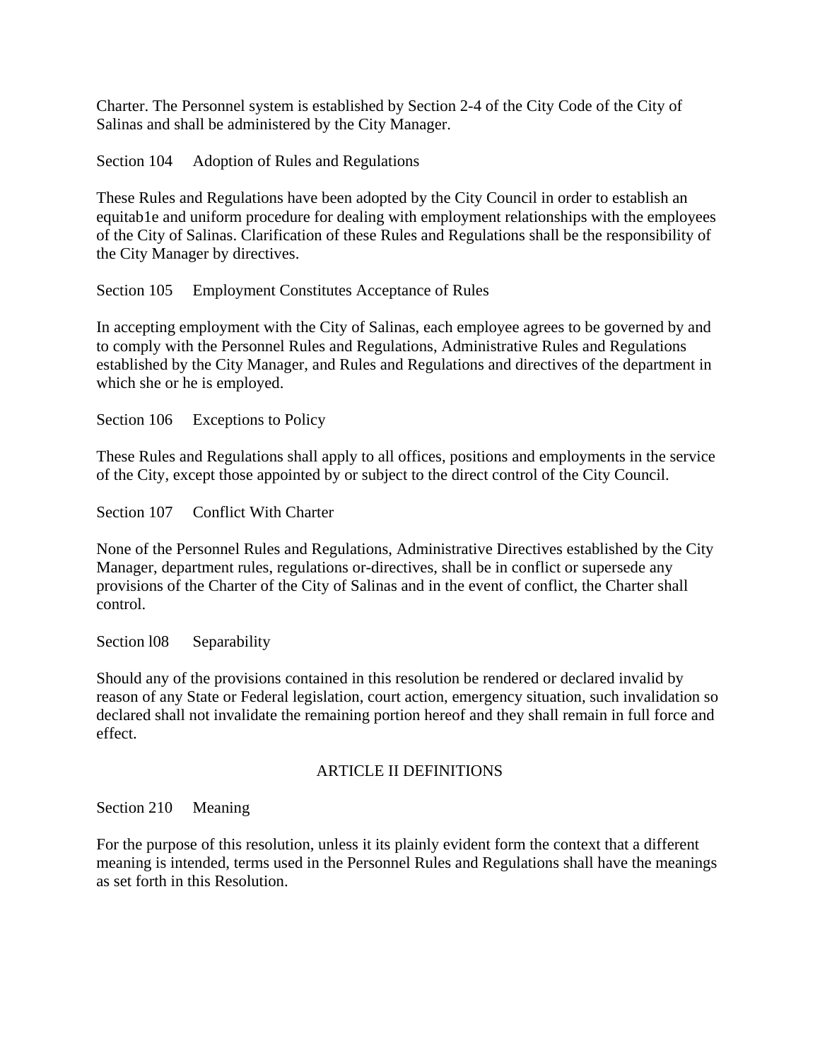Charter. The Personnel system is established by Section 2-4 of the City Code of the City of Salinas and shall be administered by the City Manager.

Section 104 Adoption of Rules and Regulations

These Rules and Regulations have been adopted by the City Council in order to establish an equitab1e and uniform procedure for dealing with employment relationships with the employees of the City of Salinas. Clarification of these Rules and Regulations shall be the responsibility of the City Manager by directives.

Section 105 Employment Constitutes Acceptance of Rules

In accepting employment with the City of Salinas, each employee agrees to be governed by and to comply with the Personnel Rules and Regulations, Administrative Rules and Regulations established by the City Manager, and Rules and Regulations and directives of the department in which she or he is employed.

Section 106 Exceptions to Policy

These Rules and Regulations shall apply to all offices, positions and employments in the service of the City, except those appointed by or subject to the direct control of the City Council.

Section 107 Conflict With Charter

None of the Personnel Rules and Regulations, Administrative Directives established by the City Manager, department rules, regulations or-directives, shall be in conflict or supersede any provisions of the Charter of the City of Salinas and in the event of conflict, the Charter shall control.

Section l08 Separability

Should any of the provisions contained in this resolution be rendered or declared invalid by reason of any State or Federal legislation, court action, emergency situation, such invalidation so declared shall not invalidate the remaining portion hereof and they shall remain in full force and effect.

## ARTICLE II DEFINITIONS

Section 210 Meaning

For the purpose of this resolution, unless it its plainly evident form the context that a different meaning is intended, terms used in the Personnel Rules and Regulations shall have the meanings as set forth in this Resolution.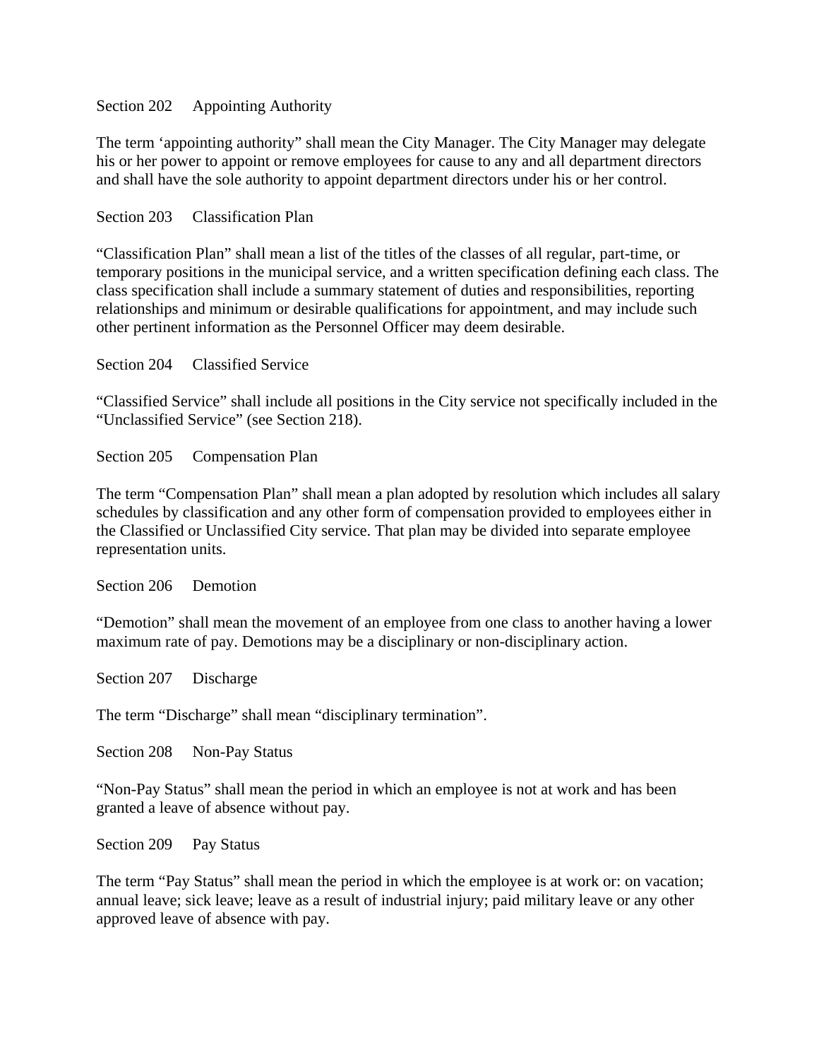### Section 202 Appointing Authority

The term ‘appointing authority” shall mean the City Manager. The City Manager may delegate his or her power to appoint or remove employees for cause to any and all department directors and shall have the sole authority to appoint department directors under his or her control.

### Section 203 Classification Plan

“Classification Plan” shall mean a list of the titles of the classes of all regular, part-time, or temporary positions in the municipal service, and a written specification defining each class. The class specification shall include a summary statement of duties and responsibilities, reporting relationships and minimum or desirable qualifications for appointment, and may include such other pertinent information as the Personnel Officer may deem desirable.

### Section 204 Classified Service

“Classified Service” shall include all positions in the City service not specifically included in the “Unclassified Service” (see Section 218).

### Section 205 Compensation Plan

The term “Compensation Plan” shall mean a plan adopted by resolution which includes all salary schedules by classification and any other form of compensation provided to employees either in the Classified or Unclassified City service. That plan may be divided into separate employee representation units.

### Section 206 Demotion

“Demotion” shall mean the movement of an employee from one class to another having a lower maximum rate of pay. Demotions may be a disciplinary or non-disciplinary action.

### Section 207 Discharge

The term “Discharge” shall mean “disciplinary termination”.

### Section 208 Non-Pay Status

“Non-Pay Status” shall mean the period in which an employee is not at work and has been granted a leave of absence without pay.

### Section 209 Pay Status

The term “Pay Status” shall mean the period in which the employee is at work or: on vacation; annual leave; sick leave; leave as a result of industrial injury; paid military leave or any other approved leave of absence with pay.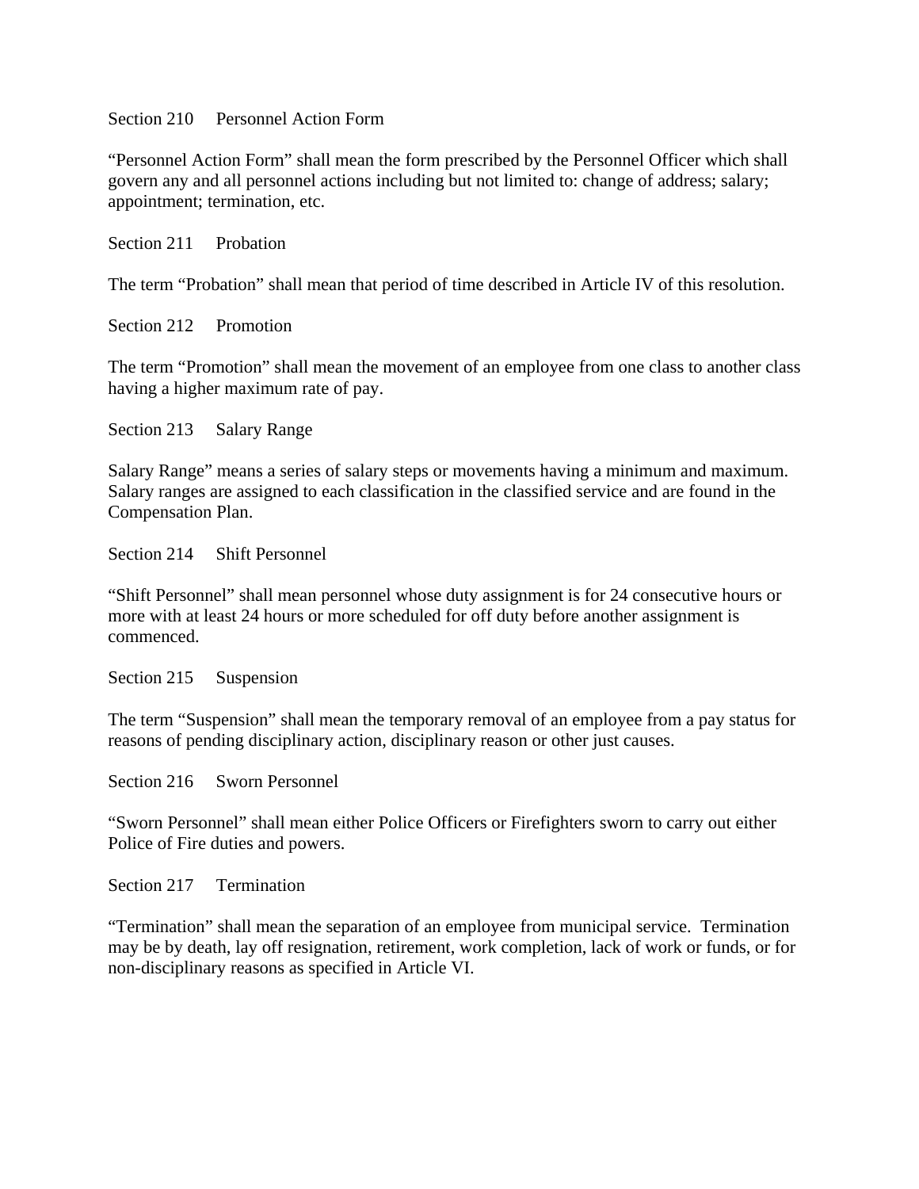Section 210 Personnel Action Form

"Personnel Action Form" shall mean the form prescribed by the Personnel Officer which shall govern any and all personnel actions including but not limited to: change of address; salary; appointment; termination, etc.

Section 211 Probation

The term "Probation" shall mean that period of time described in Article IV of this resolution.

Section 212 Promotion

The term "Promotion" shall mean the movement of an employee from one class to another class having a higher maximum rate of pay.

Section 213 Salary Range

Salary Range" means a series of salary steps or movements having a minimum and maximum. Salary ranges are assigned to each classification in the classified service and are found in the Compensation Plan.

Section 214 Shift Personnel

"Shift Personnel" shall mean personnel whose duty assignment is for 24 consecutive hours or more with at least 24 hours or more scheduled for off duty before another assignment is commenced.

Section 215 Suspension

The term "Suspension" shall mean the temporary removal of an employee from a pay status for reasons of pending disciplinary action, disciplinary reason or other just causes.

Section 216 Sworn Personnel

"Sworn Personnel" shall mean either Police Officers or Firefighters sworn to carry out either Police of Fire duties and powers.

Section 217 Termination

"Termination" shall mean the separation of an employee from municipal service. Termination may be by death, lay off resignation, retirement, work completion, lack of work or funds, or for non-disciplinary reasons as specified in Article VI.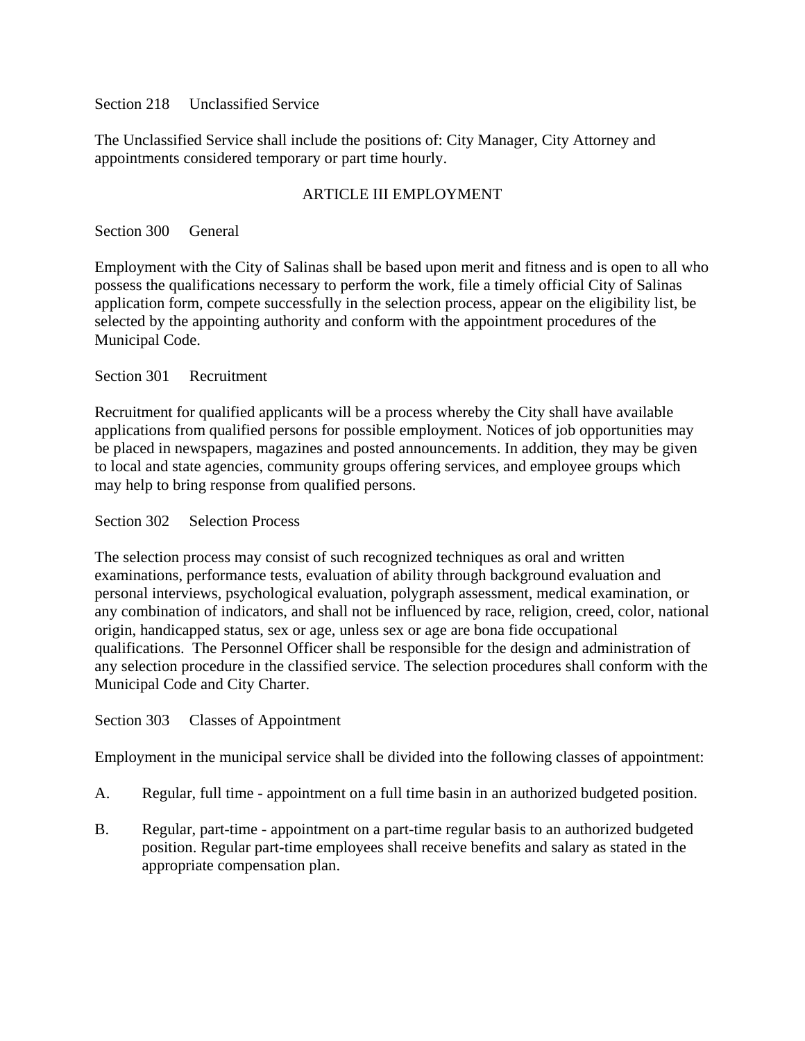Section 218 Unclassified Service

The Unclassified Service shall include the positions of: City Manager, City Attorney and appointments considered temporary or part time hourly.

## ARTICLE III EMPLOYMENT

Section 300 General

Employment with the City of Salinas shall be based upon merit and fitness and is open to all who possess the qualifications necessary to perform the work, file a timely official City of Salinas application form, compete successfully in the selection process, appear on the eligibility list, be selected by the appointing authority and conform with the appointment procedures of the Municipal Code.

Section 301 Recruitment

Recruitment for qualified applicants will be a process whereby the City shall have available applications from qualified persons for possible employment. Notices of job opportunities may be placed in newspapers, magazines and posted announcements. In addition, they may be given to local and state agencies, community groups offering services, and employee groups which may help to bring response from qualified persons.

Section 302 Selection Process

The selection process may consist of such recognized techniques as oral and written examinations, performance tests, evaluation of ability through background evaluation and personal interviews, psychological evaluation, polygraph assessment, medical examination, or any combination of indicators, and shall not be influenced by race, religion, creed, color, national origin, handicapped status, sex or age, unless sex or age are bona fide occupational qualifications. The Personnel Officer shall be responsible for the design and administration of any selection procedure in the classified service. The selection procedures shall conform with the Municipal Code and City Charter.

Section 303 Classes of Appointment

Employment in the municipal service shall be divided into the following classes of appointment:

A. Regular, full time - appointment on a full time basin in an authorized budgeted position.

B. Regular, part-time - appointment on a part-time regular basis to an authorized budgeted position. Regular part-time employees shall receive benefits and salary as stated in the appropriate compensation plan.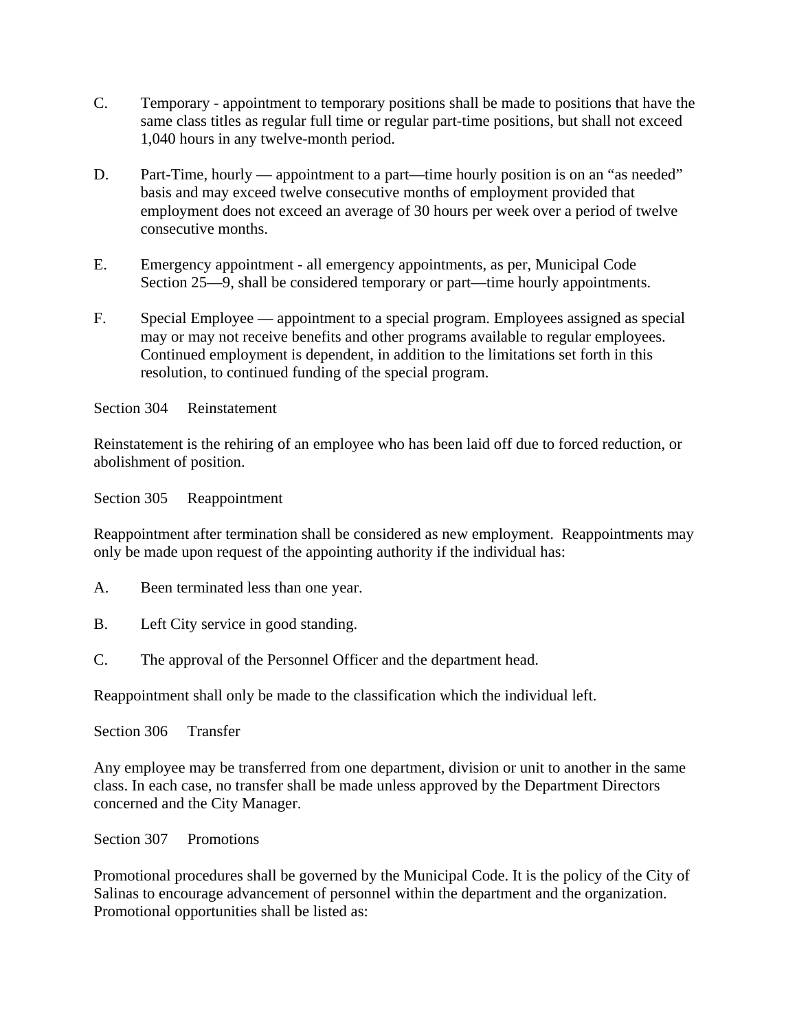C. Temporary - appointment to temporary positions shall be made to positions that have the same class titles as regular full time or regular part-time positions, but shall not exceed 1,040 hours in any twelve-month period.

D. Part-Time, hourly — appointment to a part—time hourly position is on an "as needed" basis and may exceed twelve consecutive months of employment provided that employment does not exceed an average of 30 hours per week over a period of twelve consecutive months.

E. Emergency appointment - all emergency appointments, as per, Municipal Code Section 25—9, shall be considered temporary or part—time hourly appointments.

F. Special Employee — appointment to a special program. Employees assigned as special may or may not receive benefits and other programs available to regular employees. Continued employment is dependent, in addition to the limitations set forth in this resolution, to continued funding of the special program.

Section 304 Reinstatement

Reinstatement is the rehiring of an employee who has been laid off due to forced reduction, or abolishment of position.

Section 305 Reappointment

Reappointment after termination shall be considered as new employment. Reappointments may only be made upon request of the appointing authority if the individual has:

A. Been terminated less than one year.

B. Left City service in good standing.

C. The approval of the Personnel Officer and the department head.

Reappointment shall only be made to the classification which the individual left.

Section 306 Transfer

Any employee may be transferred from one department, division or unit to another in the same class. In each case, no transfer shall be made unless approved by the Department Directors concerned and the City Manager.

Section 307 Promotions

Promotional procedures shall be governed by the Municipal Code. It is the policy of the City of Salinas to encourage advancement of personnel within the department and the organization. Promotional opportunities shall be listed as: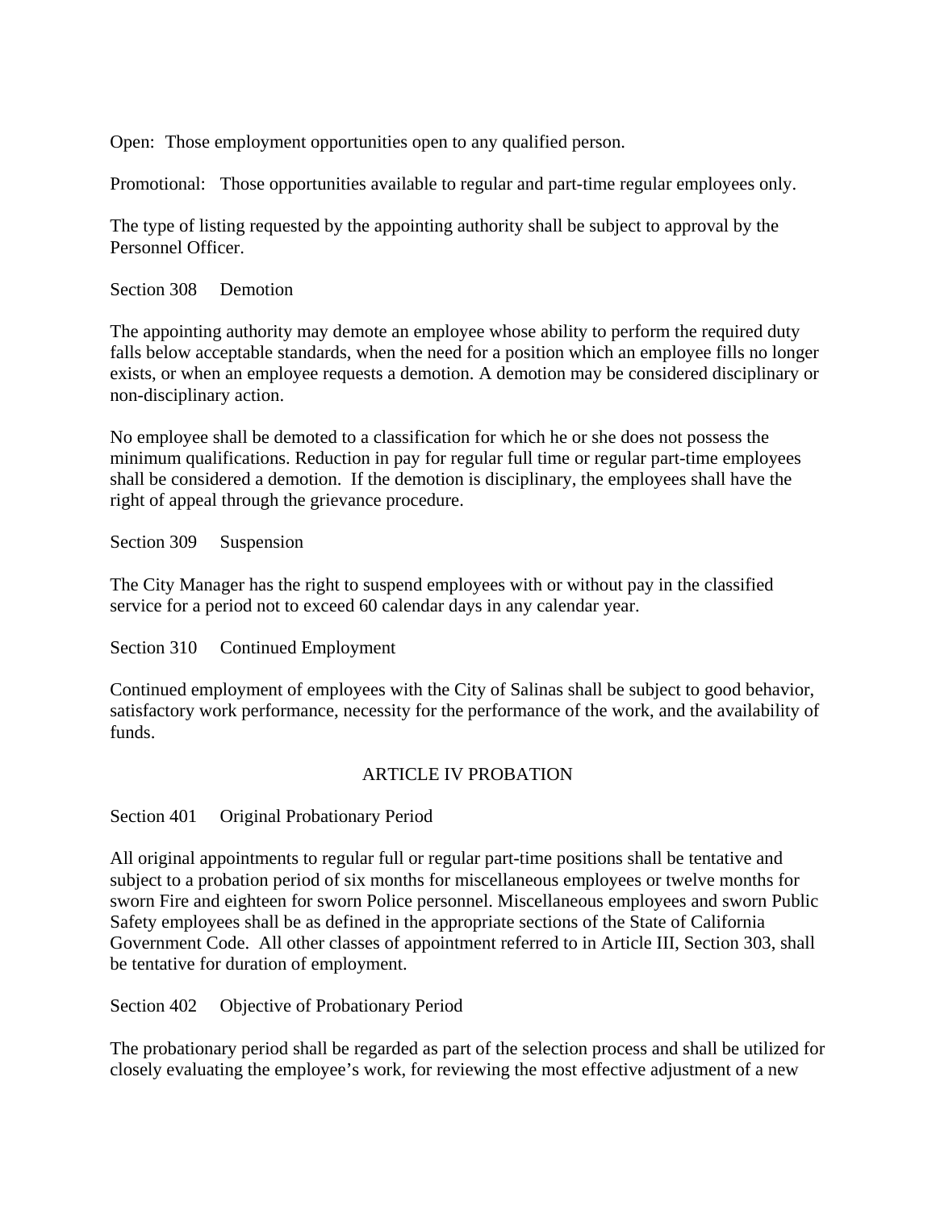Open: Those employment opportunities open to any qualified person.

Promotional: Those opportunities available to regular and part-time regular employees only.

The type of listing requested by the appointing authority shall be subject to approval by the Personnel Officer.

Section 308 Demotion

The appointing authority may demote an employee whose ability to perform the required duty falls below acceptable standards, when the need for a position which an employee fills no longer exists, or when an employee requests a demotion. A demotion may be considered disciplinary or non-disciplinary action.

No employee shall be demoted to a classification for which he or she does not possess the minimum qualifications. Reduction in pay for regular full time or regular part-time employees shall be considered a demotion. If the demotion is disciplinary, the employees shall have the right of appeal through the grievance procedure.

Section 309 Suspension

The City Manager has the right to suspend employees with or without pay in the classified service for a period not to exceed 60 calendar days in any calendar year.

Section 310 Continued Employment

Continued employment of employees with the City of Salinas shall be subject to good behavior, satisfactory work performance, necessity for the performance of the work, and the availability of funds.

## ARTICLE IV PROBATION

Section 401 Original Probationary Period

All original appointments to regular full or regular part-time positions shall be tentative and subject to a probation period of six months for miscellaneous employees or twelve months for sworn Fire and eighteen for sworn Police personnel. Miscellaneous employees and sworn Public Safety employees shall be as defined in the appropriate sections of the State of California Government Code. All other classes of appointment referred to in Article III, Section 303, shall be tentative for duration of employment.

Section 402 Objective of Probationary Period

The probationary period shall be regarded as part of the selection process and shall be utilized for closely evaluating the employee's work, for reviewing the most effective adjustment of a new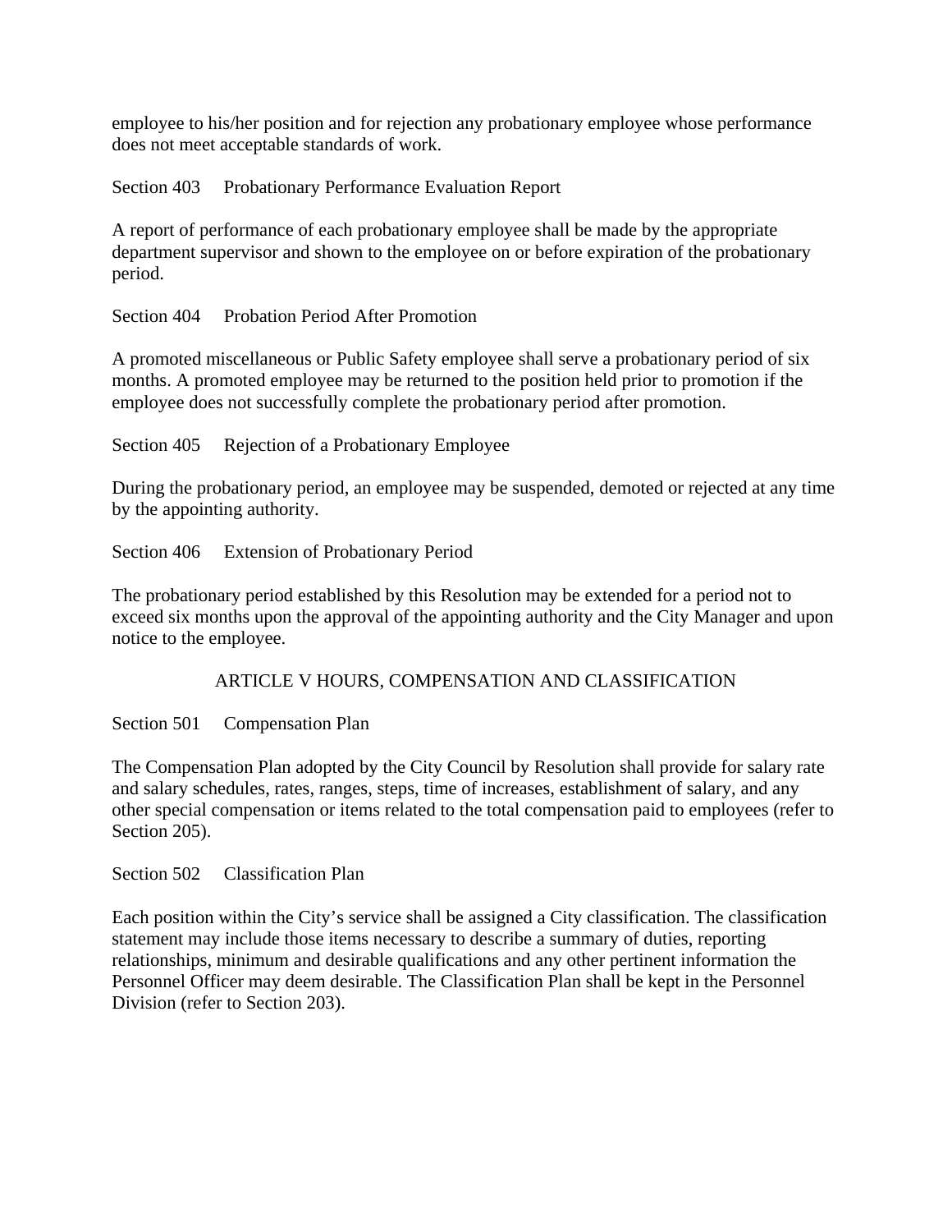employee to his/her position and for rejection any probationary employee whose performance does not meet acceptable standards of work.

### Section 403 Probationary Performance Evaluation Report

A report of performance of each probationary employee shall be made by the appropriate department supervisor and shown to the employee on or before expiration of the probationary period.

### Section 404 Probation Period After Promotion

A promoted miscellaneous or Public Safety employee shall serve a probationary period of six months. A promoted employee may be returned to the position held prior to promotion if the employee does not successfully complete the probationary period after promotion.

### Section 405 Rejection of a Probationary Employee

During the probationary period, an employee may be suspended, demoted or rejected at any time by the appointing authority.

### Section 406 Extension of Probationary Period

The probationary period established by this Resolution may be extended for a period not to exceed six months upon the approval of the appointing authority and the City Manager and upon notice to the employee.

## ARTICLE V HOURS, COMPENSATION AND CLASSIFICATION

### Section 501 Compensation Plan

The Compensation Plan adopted by the City Council by Resolution shall provide for salary rate and salary schedules, rates, ranges, steps, time of increases, establishment of salary, and any other special compensation or items related to the total compensation paid to employees (refer to Section 205).

### Section 502 Classification Plan

Each position within the City's service shall be assigned a City classification. The classification statement may include those items necessary to describe a summary of duties, reporting relationships, minimum and desirable qualifications and any other pertinent information the Personnel Officer may deem desirable. The Classification Plan shall be kept in the Personnel Division (refer to Section 203).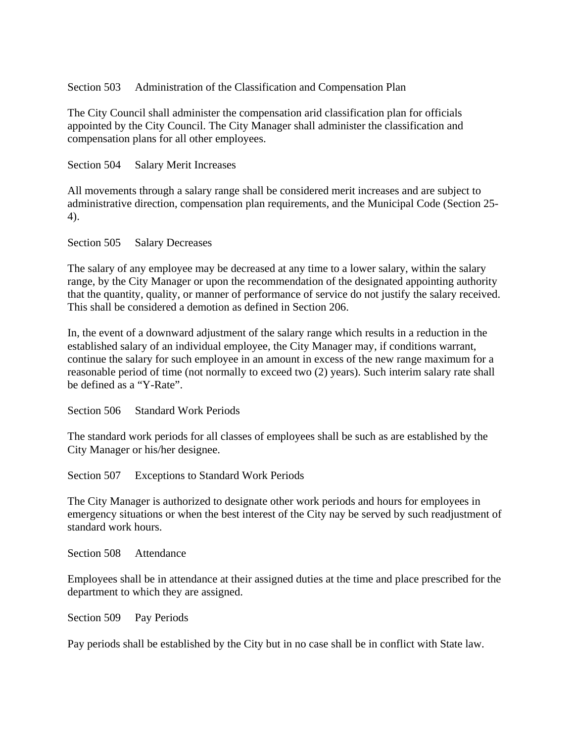## Section 503 Administration of the Classification and Compensation Plan

The City Council shall administer the compensation arid classification plan for officials appointed by the City Council. The City Manager shall administer the classification and compensation plans for all other employees.

## Section 504 Salary Merit Increases

All movements through a salary range shall be considered merit increases and are subject to administrative direction, compensation plan requirements, and the Municipal Code (Section 25-4).

## Section 505 Salary Decreases

The salary of any employee may be decreased at any time to a lower salary, within the salary range, by the City Manager or upon the recommendation of the designated appointing authority that the quantity, quality, or manner of performance of service do not justify the salary received. This shall be considered a demotion as defined in Section 206.

In, the event of a downward adjustment of the salary range which results in a reduction in the established salary of an individual employee, the City Manager may, if conditions warrant, continue the salary for such employee in an amount in excess of the new range maximum for a reasonable period of time (not normally to exceed two (2) years). Such interim salary rate shall be defined as a "Y-Rate".

## Section 506 Standard Work Periods

The standard work periods for all classes of employees shall be such as are established by the City Manager or his/her designee.

## Section 507 Exceptions to Standard Work Periods

The City Manager is authorized to designate other work periods and hours for employees in emergency situations or when the best interest of the City nay be served by such readjustment of standard work hours.

## Section 508 Attendance

Employees shall be in attendance at their assigned duties at the time and place prescribed for the department to which they are assigned.

## Section 509 Pay Periods

Pay periods shall be established by the City but in no case shall be in conflict with State law.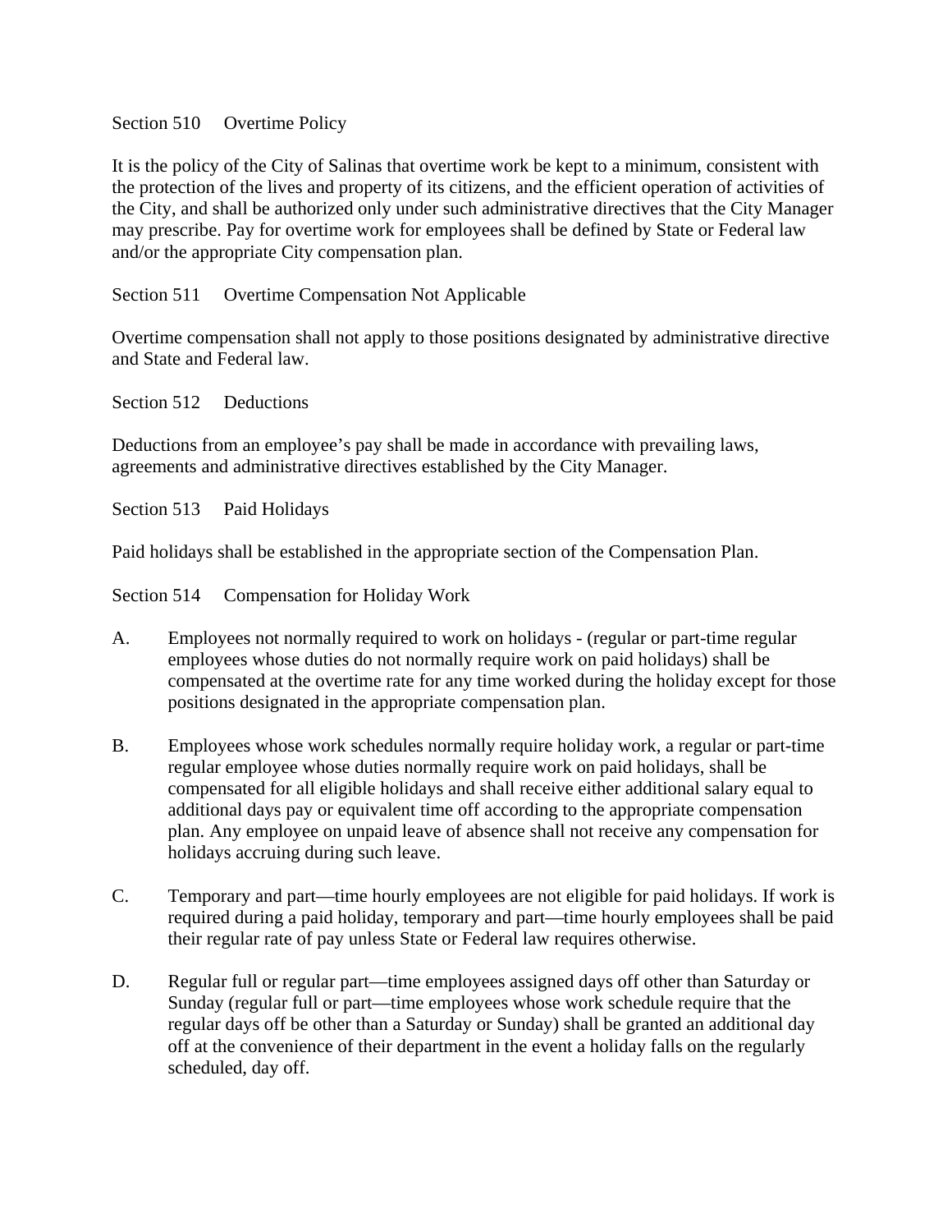Section 510 Overtime Policy

It is the policy of the City of Salinas that overtime work be kept to a minimum, consistent with the protection of the lives and property of its citizens, and the efficient operation of activities of the City, and shall be authorized only under such administrative directives that the City Manager may prescribe. Pay for overtime work for employees shall be defined by State or Federal law and/or the appropriate City compensation plan.

Section 511 Overtime Compensation Not Applicable

Overtime compensation shall not apply to those positions designated by administrative directive and State and Federal law.

Section 512 Deductions

Deductions from an employee's pay shall be made in accordance with prevailing laws, agreements and administrative directives established by the City Manager.

Section 513 Paid Holidays

Paid holidays shall be established in the appropriate section of the Compensation Plan.

Section 514 Compensation for Holiday Work

A. Employees not normally required to work on holidays - (regular or part-time regular employees whose duties do not normally require work on paid holidays) shall be compensated at the overtime rate for any time worked during the holiday except for those positions designated in the appropriate compensation plan.

B. Employees whose work schedules normally require holiday work, a regular or part-time regular employee whose duties normally require work on paid holidays, shall be compensated for all eligible holidays and shall receive either additional salary equal to additional days pay or equivalent time off according to the appropriate compensation plan. Any employee on unpaid leave of absence shall not receive any compensation for holidays accruing during such leave.

C. Temporary and part—time hourly employees are not eligible for paid holidays. If work is required during a paid holiday, temporary and part—time hourly employees shall be paid their regular rate of pay unless State or Federal law requires otherwise.

D. Regular full or regular part—time employees assigned days off other than Saturday or Sunday (regular full or part—time employees whose work schedule require that the regular days off be other than a Saturday or Sunday) shall be granted an additional day off at the convenience of their department in the event a holiday falls on the regularly scheduled, day off.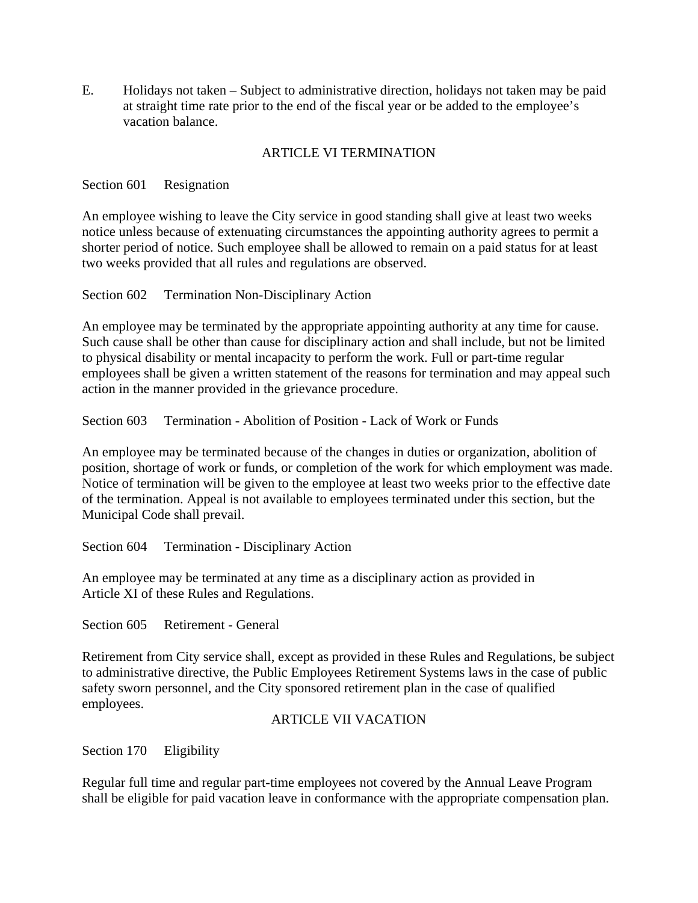E. Holidays not taken – Subject to administrative direction, holidays not taken may be paid at straight time rate prior to the end of the fiscal year or be added to the employee's vacation balance.

## ARTICLE VI TERMINATION

### Section 601 Resignation

An employee wishing to leave the City service in good standing shall give at least two weeks notice unless because of extenuating circumstances the appointing authority agrees to permit a shorter period of notice. Such employee shall be allowed to remain on a paid status for at least two weeks provided that all rules and regulations are observed.

### Section 602 Termination Non-Disciplinary Action

An employee may be terminated by the appropriate appointing authority at any time for cause. Such cause shall be other than cause for disciplinary action and shall include, but not be limited to physical disability or mental incapacity to perform the work. Full or part-time regular employees shall be given a written statement of the reasons for termination and may appeal such action in the manner provided in the grievance procedure.

### Section 603 Termination - Abolition of Position - Lack of Work or Funds

An employee may be terminated because of the changes in duties or organization, abolition of position, shortage of work or funds, or completion of the work for which employment was made. Notice of termination will be given to the employee at least two weeks prior to the effective date of the termination. Appeal is not available to employees terminated under this section, but the Municipal Code shall prevail.

### Section 604 Termination - Disciplinary Action

An employee may be terminated at any time as a disciplinary action as provided in Article XI of these Rules and Regulations.

### Section 605 Retirement - General

Retirement from City service shall, except as provided in these Rules and Regulations, be subject to administrative directive, the Public Employees Retirement Systems laws in the case of public safety sworn personnel, and the City sponsored retirement plan in the case of qualified employees.

## ARTICLE VII VACATION

### Section 170 Eligibility

Regular full time and regular part-time employees not covered by the Annual Leave Program shall be eligible for paid vacation leave in conformance with the appropriate compensation plan.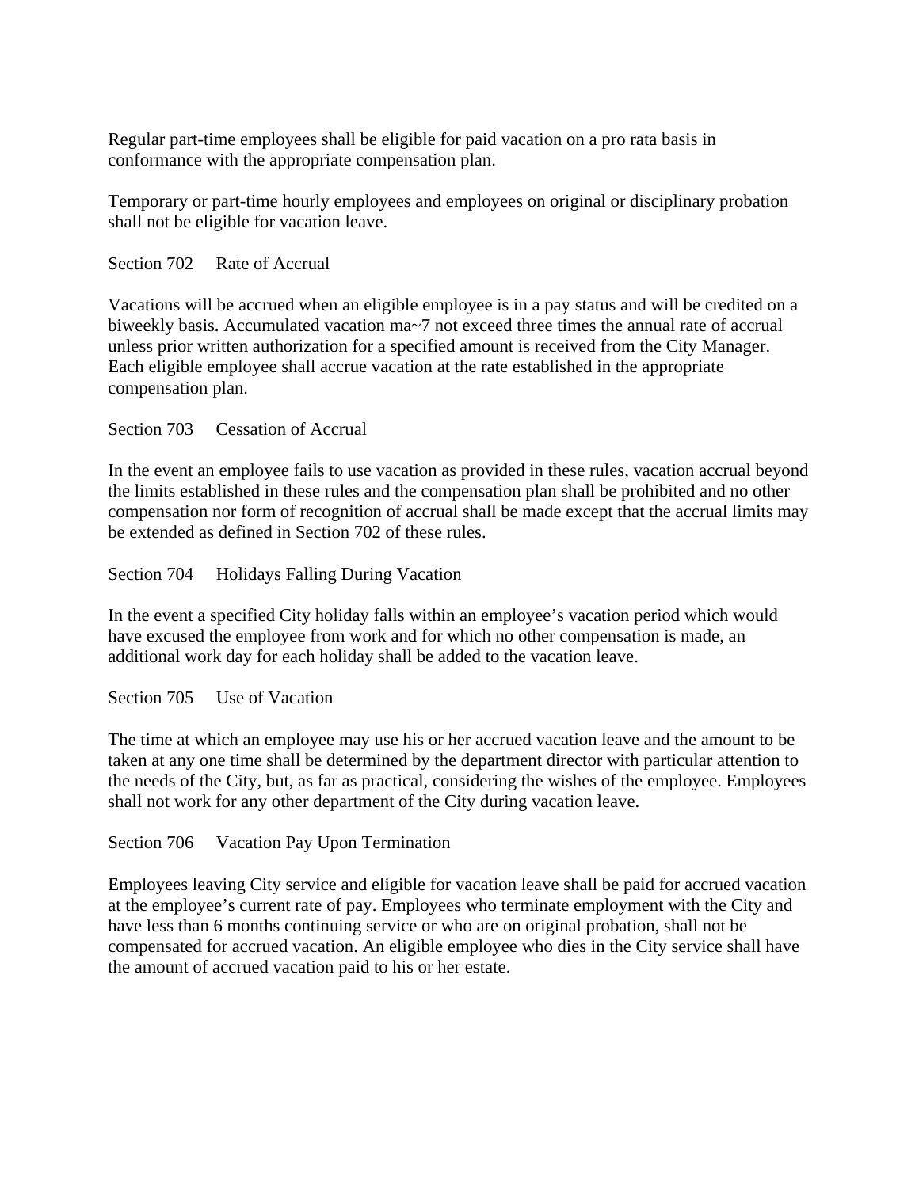Regular part-time employees shall be eligible for paid vacation on a pro rata basis in conformance with the appropriate compensation plan.

Temporary or part-time hourly employees and employees on original or disciplinary probation shall not be eligible for vacation leave.

## Section 702 Rate of Accrual

Vacations will be accrued when an eligible employee is in a pay status and will be credited on a biweekly basis. Accumulated vacation ma~7 not exceed three times the annual rate of accrual unless prior written authorization for a specified amount is received from the City Manager. Each eligible employee shall accrue vacation at the rate established in the appropriate compensation plan.

## Section 703 Cessation of Accrual

In the event an employee fails to use vacation as provided in these rules, vacation accrual beyond the limits established in these rules and the compensation plan shall be prohibited and no other compensation nor form of recognition of accrual shall be made except that the accrual limits may be extended as defined in Section 702 of these rules.

## Section 704 Holidays Falling During Vacation

In the event a specified City holiday falls within an employee's vacation period which would have excused the employee from work and for which no other compensation is made, an additional work day for each holiday shall be added to the vacation leave.

## Section 705 Use of Vacation

The time at which an employee may use his or her accrued vacation leave and the amount to be taken at any one time shall be determined by the department director with particular attention to the needs of the City, but, as far as practical, considering the wishes of the employee. Employees shall not work for any other department of the City during vacation leave.

## Section 706 Vacation Pay Upon Termination

Employees leaving City service and eligible for vacation leave shall be paid for accrued vacation at the employee's current rate of pay. Employees who terminate employment with the City and have less than 6 months continuing service or who are on original probation, shall not be compensated for accrued vacation. An eligible employee who dies in the City service shall have the amount of accrued vacation paid to his or her estate.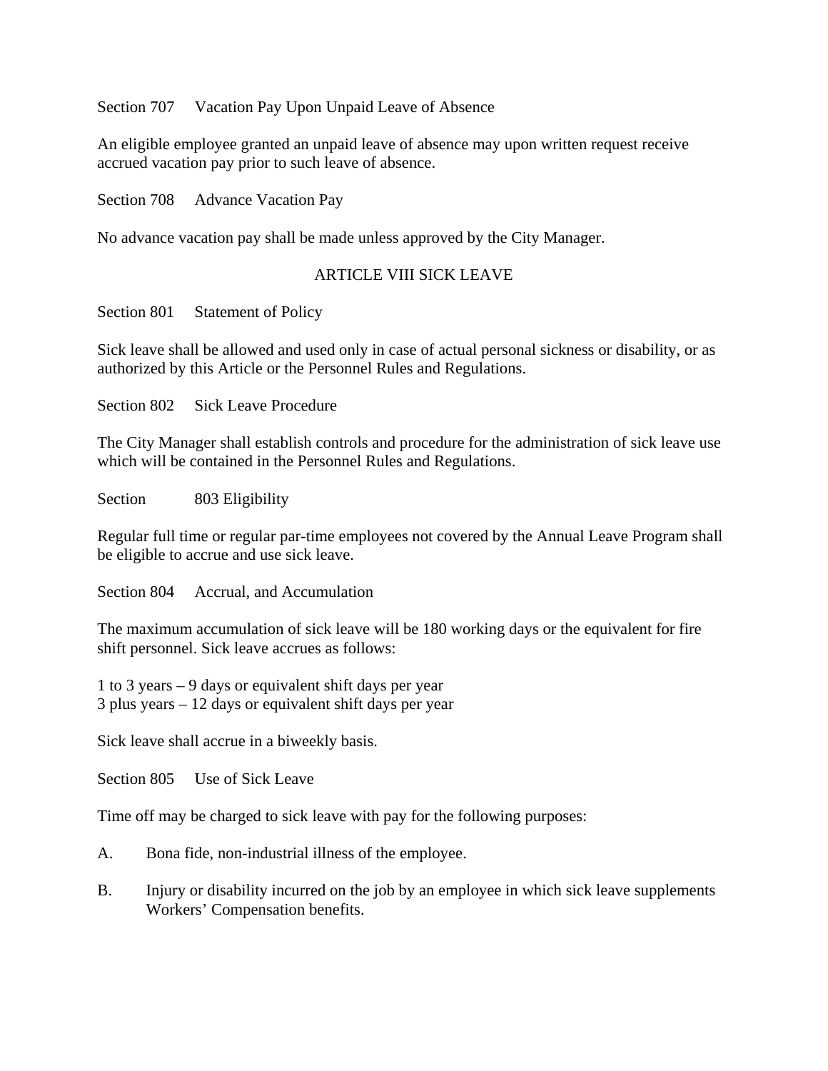Section 707 Vacation Pay Upon Unpaid Leave of Absence

An eligible employee granted an unpaid leave of absence may upon written request receive accrued vacation pay prior to such leave of absence.

Section 708 Advance Vacation Pay

No advance vacation pay shall be made unless approved by the City Manager.

## ARTICLE VIII SICK LEAVE

Section 801 Statement of Policy

Sick leave shall be allowed and used only in case of actual personal sickness or disability, or as authorized by this Article or the Personnel Rules and Regulations.

Section 802 Sick Leave Procedure

The City Manager shall establish controls and procedure for the administration of sick leave use which will be contained in the Personnel Rules and Regulations.

Section 803 Eligibility

Regular full time or regular par-time employees not covered by the Annual Leave Program shall be eligible to accrue and use sick leave.

Section 804 Accrual, and Accumulation

The maximum accumulation of sick leave will be 180 working days or the equivalent for fire shift personnel. Sick leave accrues as follows:

1 to 3 years – 9 days or equivalent shift days per year
3 plus years – 12 days or equivalent shift days per year

Sick leave shall accrue in a biweekly basis.

Section 805 Use of Sick Leave

Time off may be charged to sick leave with pay for the following purposes:

A. Bona fide, non-industrial illness of the employee.

B. Injury or disability incurred on the job by an employee in which sick leave supplements Workers' Compensation benefits.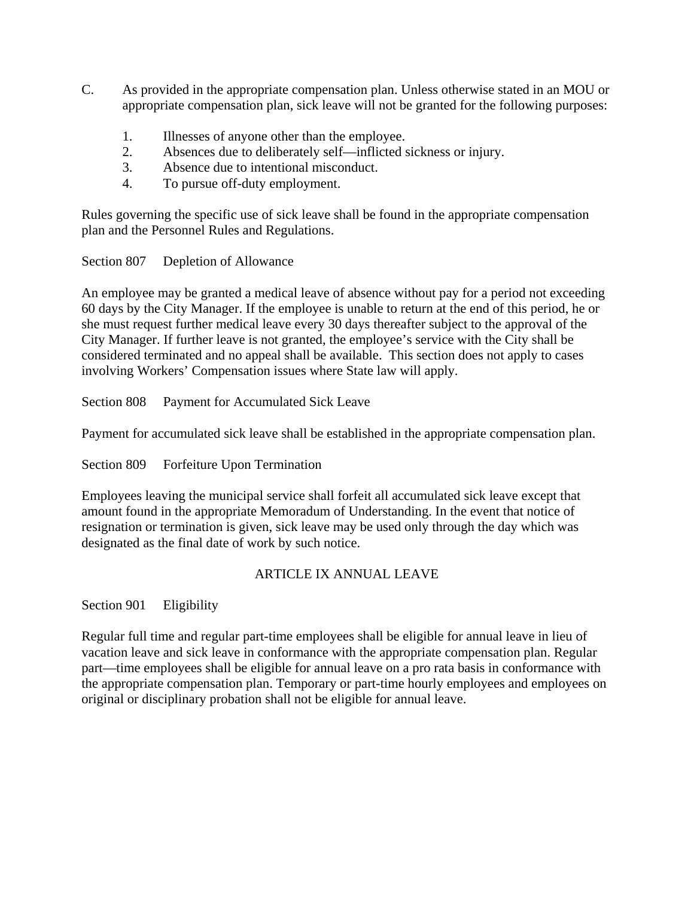C. As provided in the appropriate compensation plan. Unless otherwise stated in an MOU or appropriate compensation plan, sick leave will not be granted for the following purposes:

1. Illnesses of anyone other than the employee.
2. Absences due to deliberately self—inflicted sickness or injury.
3. Absence due to intentional misconduct.
4. To pursue off-duty employment.

Rules governing the specific use of sick leave shall be found in the appropriate compensation plan and the Personnel Rules and Regulations.

Section 807 Depletion of Allowance

An employee may be granted a medical leave of absence without pay for a period not exceeding 60 days by the City Manager. If the employee is unable to return at the end of this period, he or she must request further medical leave every 30 days thereafter subject to the approval of the City Manager. If further leave is not granted, the employee's service with the City shall be considered terminated and no appeal shall be available. This section does not apply to cases involving Workers' Compensation issues where State law will apply.

Section 808 Payment for Accumulated Sick Leave

Payment for accumulated sick leave shall be established in the appropriate compensation plan.

Section 809 Forfeiture Upon Termination

Employees leaving the municipal service shall forfeit all accumulated sick leave except that amount found in the appropriate Memoradum of Understanding. In the event that notice of resignation or termination is given, sick leave may be used only through the day which was designated as the final date of work by such notice.

## ARTICLE IX ANNUAL LEAVE

Section 901 Eligibility

Regular full time and regular part-time employees shall be eligible for annual leave in lieu of vacation leave and sick leave in conformance with the appropriate compensation plan. Regular part—time employees shall be eligible for annual leave on a pro rata basis in conformance with the appropriate compensation plan. Temporary or part-time hourly employees and employees on original or disciplinary probation shall not be eligible for annual leave.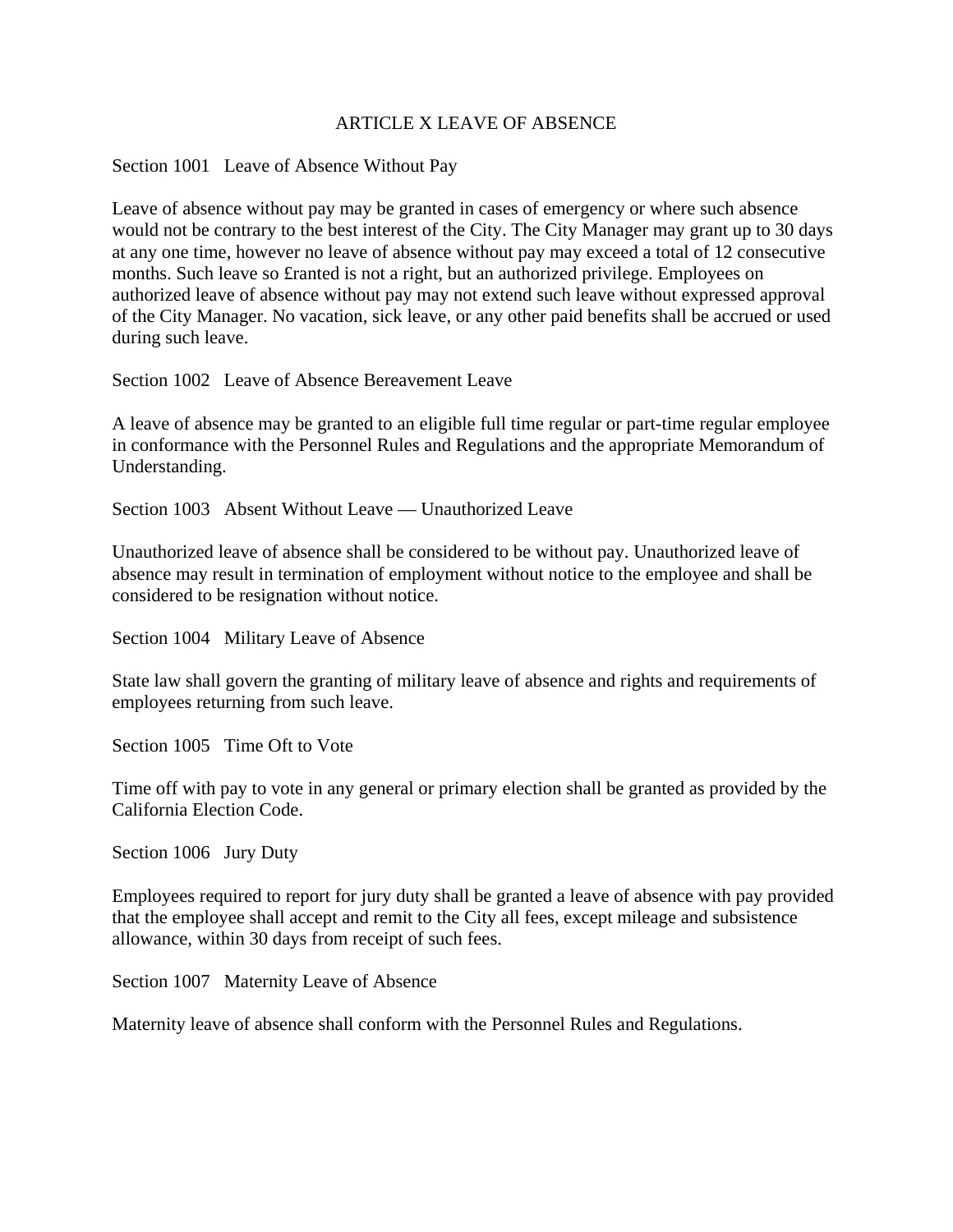# ARTICLE X LEAVE OF ABSENCE

## Section 1001 Leave of Absence Without Pay

Leave of absence without pay may be granted in cases of emergency or where such absence would not be contrary to the best interest of the City. The City Manager may grant up to 30 days at any one time, however no leave of absence without pay may exceed a total of 12 consecutive months. Such leave so £ranted is not a right, but an authorized privilege. Employees on authorized leave of absence without pay may not extend such leave without expressed approval of the City Manager. No vacation, sick leave, or any other paid benefits shall be accrued or used during such leave.

## Section 1002 Leave of Absence Bereavement Leave

A leave of absence may be granted to an eligible full time regular or part-time regular employee in conformance with the Personnel Rules and Regulations and the appropriate Memorandum of Understanding.

## Section 1003 Absent Without Leave — Unauthorized Leave

Unauthorized leave of absence shall be considered to be without pay. Unauthorized leave of absence may result in termination of employment without notice to the employee and shall be considered to be resignation without notice.

## Section 1004 Military Leave of Absence

State law shall govern the granting of military leave of absence and rights and requirements of employees returning from such leave.

## Section 1005 Time Oft to Vote

Time off with pay to vote in any general or primary election shall be granted as provided by the California Election Code.

## Section 1006 Jury Duty

Employees required to report for jury duty shall be granted a leave of absence with pay provided that the employee shall accept and remit to the City all fees, except mileage and subsistence allowance, within 30 days from receipt of such fees.

## Section 1007 Maternity Leave of Absence

Maternity leave of absence shall conform with the Personnel Rules and Regulations.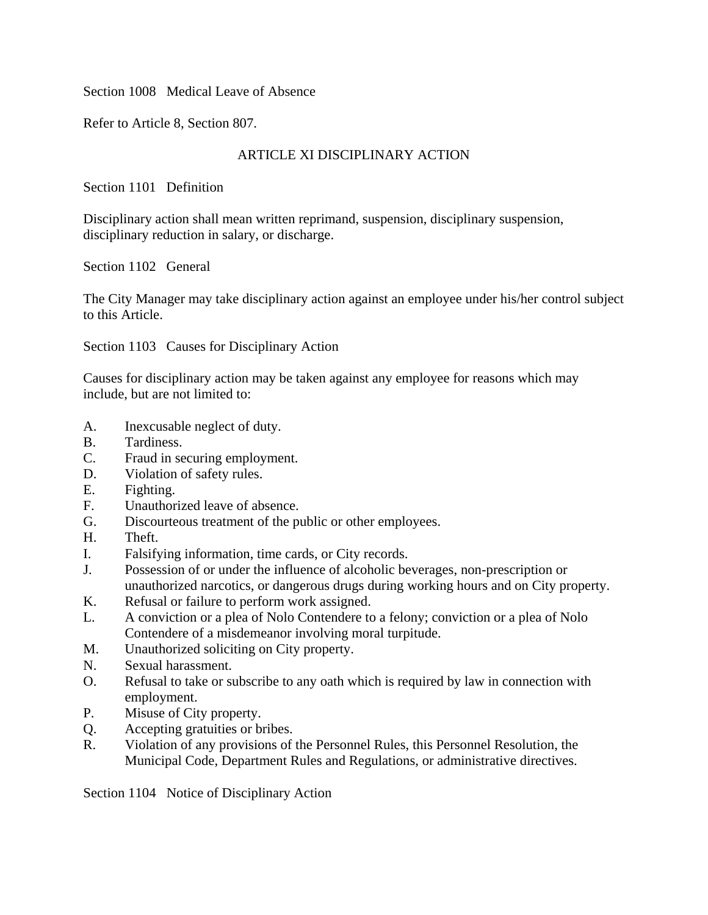Section 1008 Medical Leave of Absence

Refer to Article 8, Section 807.

## ARTICLE XI DISCIPLINARY ACTION

Section 1101 Definition

Disciplinary action shall mean written reprimand, suspension, disciplinary suspension, disciplinary reduction in salary, or discharge.

Section 1102 General

The City Manager may take disciplinary action against an employee under his/her control subject to this Article.

Section 1103 Causes for Disciplinary Action

Causes for disciplinary action may be taken against any employee for reasons which may include, but are not limited to:

A. Inexcusable neglect of duty.
B. Tardiness.
C. Fraud in securing employment.
D. Violation of safety rules.
E. Fighting.
F. Unauthorized leave of absence.
G. Discourteous treatment of the public or other employees.
H. Theft.
I. Falsifying information, time cards, or City records.
J. Possession of or under the influence of alcoholic beverages, non-prescription or unauthorized narcotics, or dangerous drugs during working hours and on City property.
K. Refusal or failure to perform work assigned.
L. A conviction or a plea of Nolo Contendere to a felony; conviction or a plea of Nolo Contendere of a misdemeanor involving moral turpitude.
M. Unauthorized soliciting on City property.
N. Sexual harassment.
O. Refusal to take or subscribe to any oath which is required by law in connection with employment.
P. Misuse of City property.
Q. Accepting gratuities or bribes.
R. Violation of any provisions of the Personnel Rules, this Personnel Resolution, the Municipal Code, Department Rules and Regulations, or administrative directives.

Section 1104 Notice of Disciplinary Action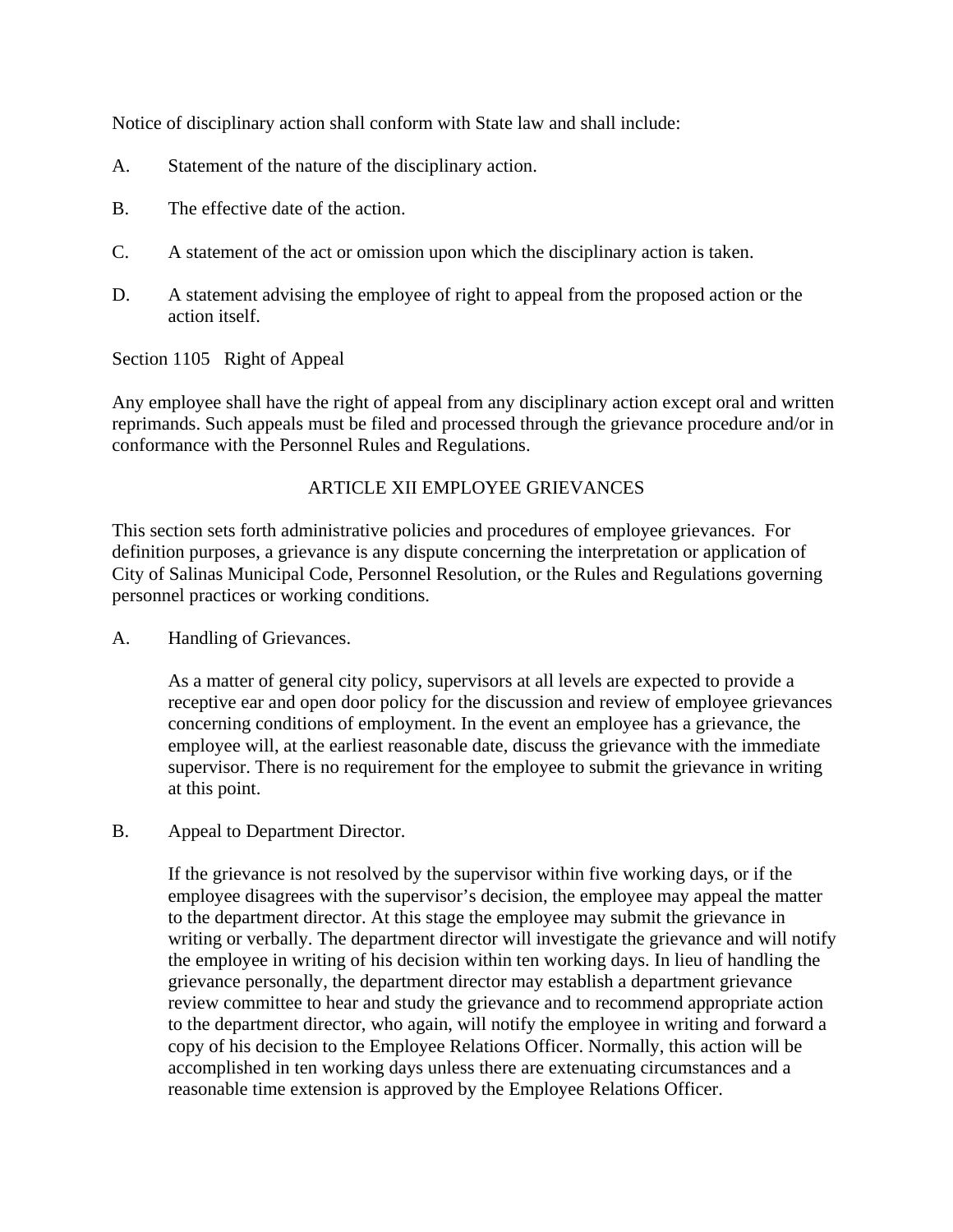Notice of disciplinary action shall conform with State law and shall include:

A. Statement of the nature of the disciplinary action.

B. The effective date of the action.

C. A statement of the act or omission upon which the disciplinary action is taken.

D. A statement advising the employee of right to appeal from the proposed action or the action itself.

Section 1105 Right of Appeal

Any employee shall have the right of appeal from any disciplinary action except oral and written reprimands. Such appeals must be filed and processed through the grievance procedure and/or in conformance with the Personnel Rules and Regulations.

## ARTICLE XII EMPLOYEE GRIEVANCES

This section sets forth administrative policies and procedures of employee grievances. For definition purposes, a grievance is any dispute concerning the interpretation or application of City of Salinas Municipal Code, Personnel Resolution, or the Rules and Regulations governing personnel practices or working conditions.

A. Handling of Grievances.

As a matter of general city policy, supervisors at all levels are expected to provide a receptive ear and open door policy for the discussion and review of employee grievances concerning conditions of employment. In the event an employee has a grievance, the employee will, at the earliest reasonable date, discuss the grievance with the immediate supervisor. There is no requirement for the employee to submit the grievance in writing at this point.

B. Appeal to Department Director.

If the grievance is not resolved by the supervisor within five working days, or if the employee disagrees with the supervisor's decision, the employee may appeal the matter to the department director. At this stage the employee may submit the grievance in writing or verbally. The department director will investigate the grievance and will notify the employee in writing of his decision within ten working days. In lieu of handling the grievance personally, the department director may establish a department grievance review committee to hear and study the grievance and to recommend appropriate action to the department director, who again, will notify the employee in writing and forward a copy of his decision to the Employee Relations Officer. Normally, this action will be accomplished in ten working days unless there are extenuating circumstances and a reasonable time extension is approved by the Employee Relations Officer.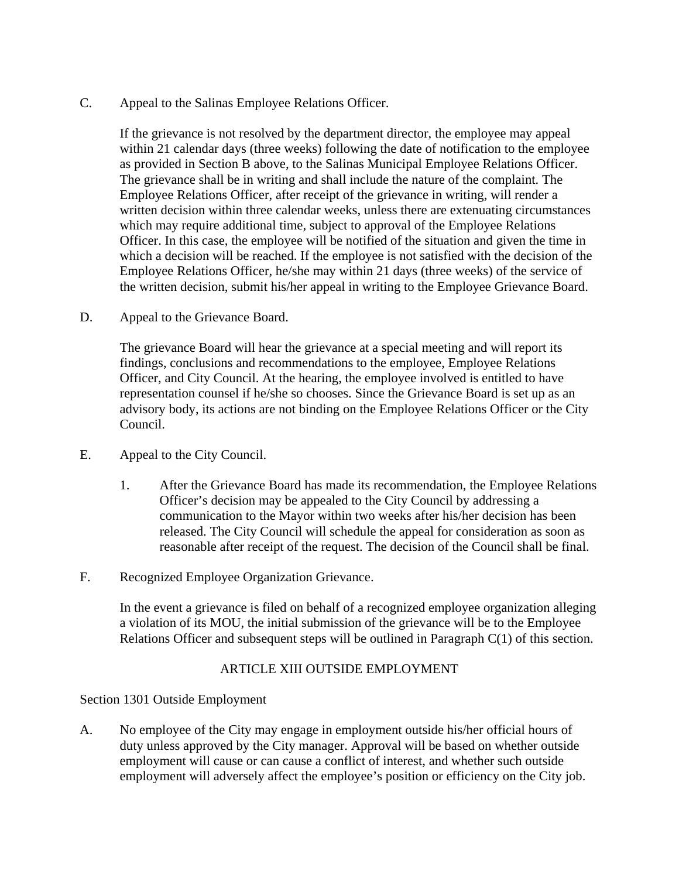C. Appeal to the Salinas Employee Relations Officer.

If the grievance is not resolved by the department director, the employee may appeal within 21 calendar days (three weeks) following the date of notification to the employee as provided in Section B above, to the Salinas Municipal Employee Relations Officer. The grievance shall be in writing and shall include the nature of the complaint. The Employee Relations Officer, after receipt of the grievance in writing, will render a written decision within three calendar weeks, unless there are extenuating circumstances which may require additional time, subject to approval of the Employee Relations Officer. In this case, the employee will be notified of the situation and given the time in which a decision will be reached. If the employee is not satisfied with the decision of the Employee Relations Officer, he/she may within 21 days (three weeks) of the service of the written decision, submit his/her appeal in writing to the Employee Grievance Board.

D. Appeal to the Grievance Board.

The grievance Board will hear the grievance at a special meeting and will report its findings, conclusions and recommendations to the employee, Employee Relations Officer, and City Council. At the hearing, the employee involved is entitled to have representation counsel if he/she so chooses. Since the Grievance Board is set up as an advisory body, its actions are not binding on the Employee Relations Officer or the City Council.

E. Appeal to the City Council.

1. After the Grievance Board has made its recommendation, the Employee Relations Officer's decision may be appealed to the City Council by addressing a communication to the Mayor within two weeks after his/her decision has been released. The City Council will schedule the appeal for consideration as soon as reasonable after receipt of the request. The decision of the Council shall be final.

F. Recognized Employee Organization Grievance.

In the event a grievance is filed on behalf of a recognized employee organization alleging a violation of its MOU, the initial submission of the grievance will be to the Employee Relations Officer and subsequent steps will be outlined in Paragraph C(1) of this section.

## ARTICLE XIII OUTSIDE EMPLOYMENT

### Section 1301 Outside Employment

A. No employee of the City may engage in employment outside his/her official hours of duty unless approved by the City manager. Approval will be based on whether outside employment will cause or can cause a conflict of interest, and whether such outside employment will adversely affect the employee's position or efficiency on the City job.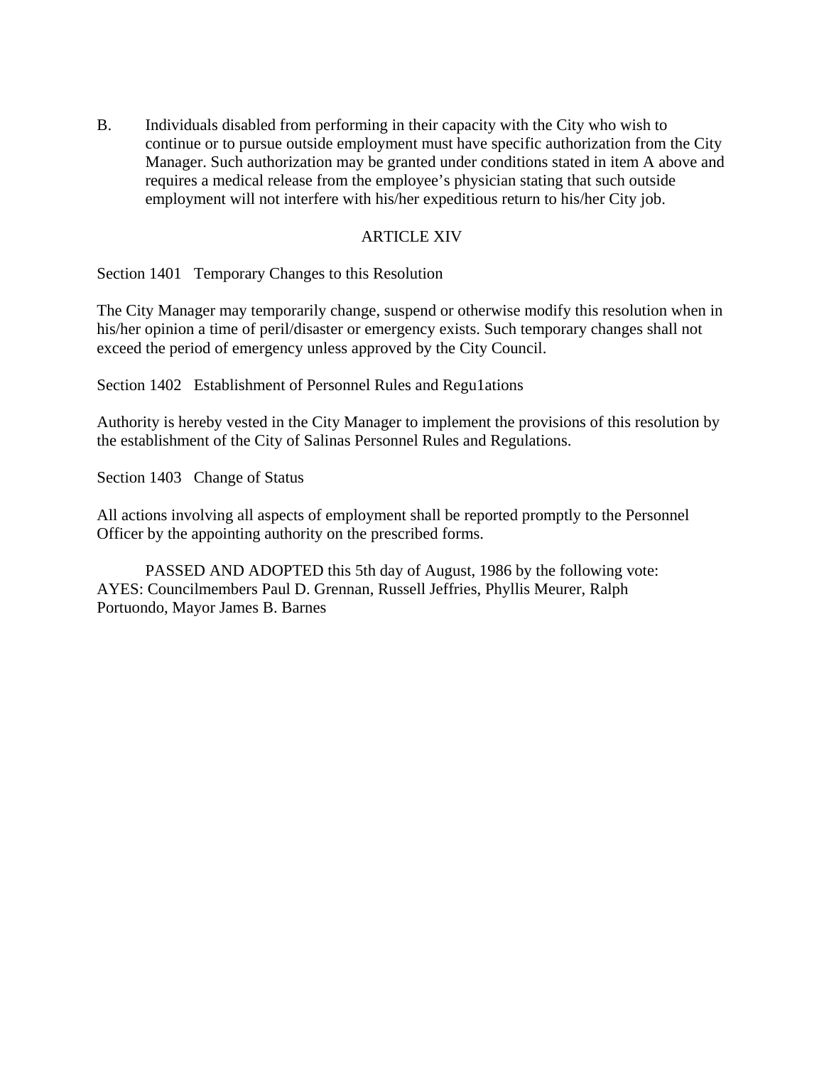B. Individuals disabled from performing in their capacity with the City who wish to continue or to pursue outside employment must have specific authorization from the City Manager. Such authorization may be granted under conditions stated in item A above and requires a medical release from the employee's physician stating that such outside employment will not interfere with his/her expeditious return to his/her City job.

## ARTICLE XIV

### Section 1401 Temporary Changes to this Resolution

The City Manager may temporarily change, suspend or otherwise modify this resolution when in his/her opinion a time of peril/disaster or emergency exists. Such temporary changes shall not exceed the period of emergency unless approved by the City Council.

### Section 1402 Establishment of Personnel Rules and Regu1ations

Authority is hereby vested in the City Manager to implement the provisions of this resolution by the establishment of the City of Salinas Personnel Rules and Regulations.

### Section 1403 Change of Status

All actions involving all aspects of employment shall be reported promptly to the Personnel Officer by the appointing authority on the prescribed forms.

PASSED AND ADOPTED this 5th day of August, 1986 by the following vote:
AYES: Councilmembers Paul D. Grennan, Russell Jeffries, Phyllis Meurer, Ralph Portuondo, Mayor James B. Barnes